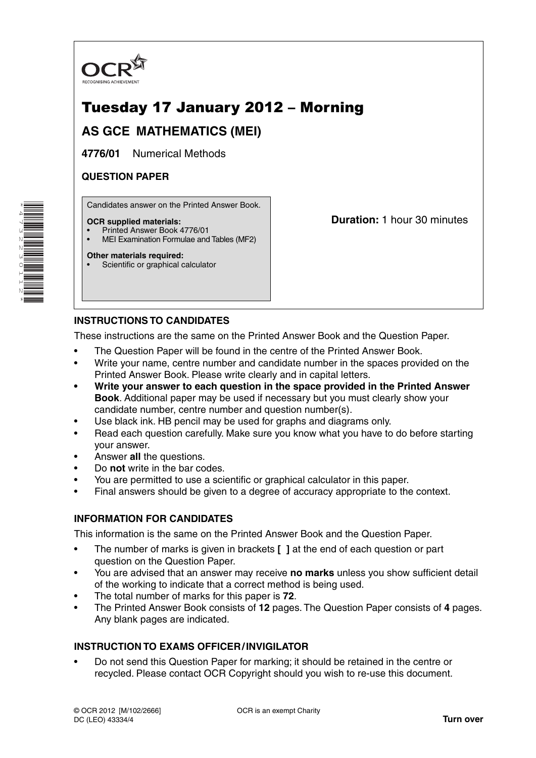OCR
RECOGNISING ACHIEVEMENT

# Tuesday 17 January 2012 – Morning

## AS GCE MATHEMATICS (MEI)

**4776/01** Numerical Methods

**QUESTION PAPER**

Candidates answer on the Printed Answer Book.

**OCR supplied materials:**
- Printed Answer Book 4776/01
- MEI Examination Formulae and Tables (MF2)

**Other materials required:**
- Scientific or graphical calculator

**Duration:** 1 hour 30 minutes

### INSTRUCTIONS TO CANDIDATES

These instructions are the same on the Printed Answer Book and the Question Paper.

- The Question Paper will be found in the centre of the Printed Answer Book.
- Write your name, centre number and candidate number in the spaces provided on the Printed Answer Book. Please write clearly and in capital letters.
- **Write your answer to each question in the space provided in the Printed Answer Book**. Additional paper may be used if necessary but you must clearly show your candidate number, centre number and question number(s).
- Use black ink. HB pencil may be used for graphs and diagrams only.
- Read each question carefully. Make sure you know what you have to do before starting your answer.
- Answer **all** the questions.
- Do **not** write in the bar codes.
- You are permitted to use a scientific or graphical calculator in this paper.
- Final answers should be given to a degree of accuracy appropriate to the context.

### INFORMATION FOR CANDIDATES

This information is the same on the Printed Answer Book and the Question Paper.

- The number of marks is given in brackets **[ ]** at the end of each question or part question on the Question Paper.
- You are advised that an answer may receive **no marks** unless you show sufficient detail of the working to indicate that a correct method is being used.
- The total number of marks for this paper is **72**.
- The Printed Answer Book consists of **12** pages. The Question Paper consists of **4** pages. Any blank pages are indicated.

### INSTRUCTION TO EXAMS OFFICER / INVIGILATOR

- Do not send this Question Paper for marking; it should be retained in the centre or recycled. Please contact OCR Copyright should you wish to re-use this document.

© OCR 2012 [M/102/2666]
DC (LEO) 43334/4

OCR is an exempt Charity

**Turn over**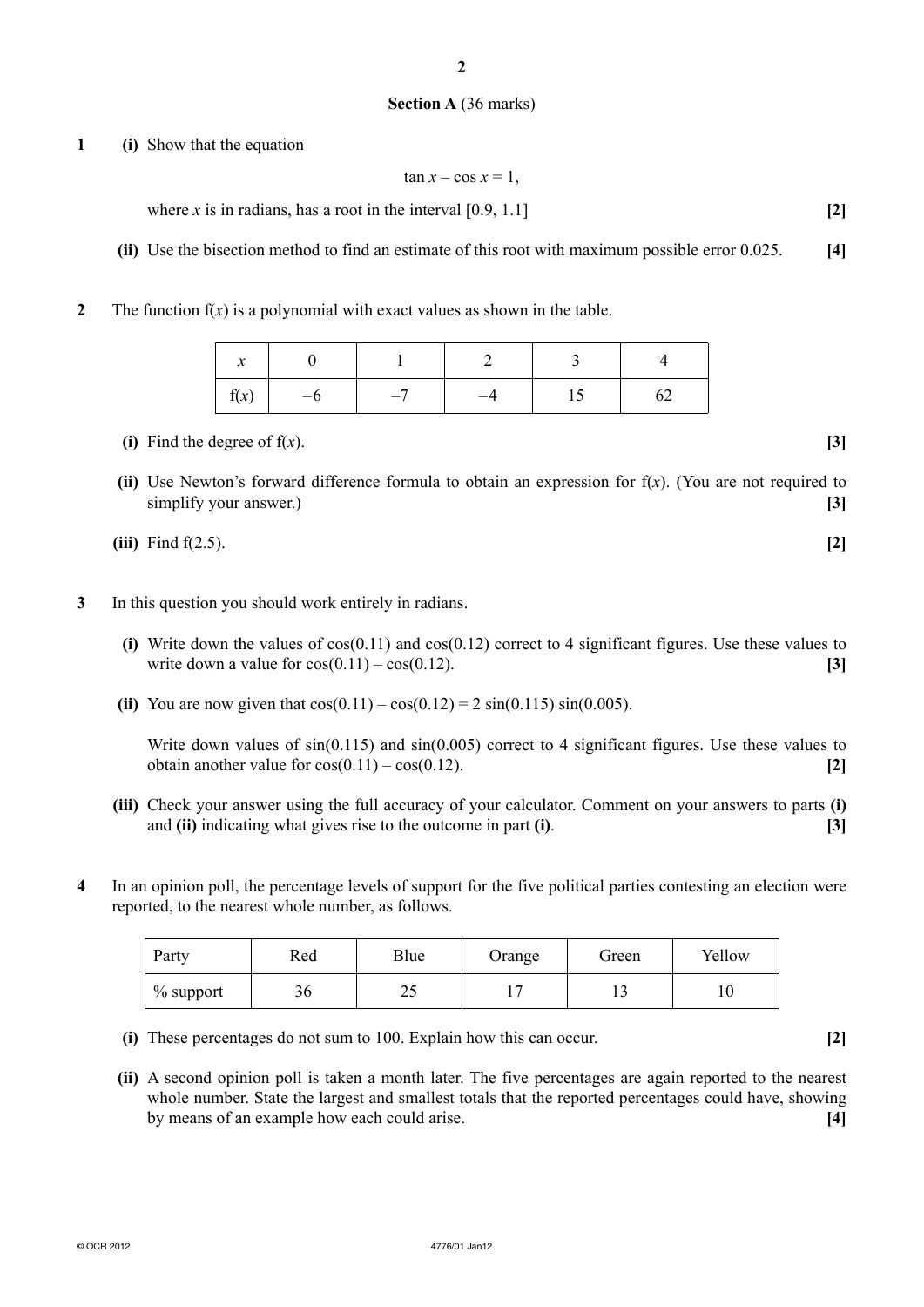## Section A (36 marks)

**1** **(i)** Show that the equation

$$\tan x - \cos x = 1,$$

where $x$ is in radians, has a root in the interval [0.9, 1.1] **[2]**

**(ii)** Use the bisection method to find an estimate of this root with maximum possible error 0.025. **[4]**

**2** The function f($x$) is a polynomial with exact values as shown in the table.

| $x$ | 0 | 1 | 2 | 3 | 4 |
|---|---|---|---|---|---|
| f($x$) | $-6$ | $-7$ | $-4$ | 15 | 62 |

**(i)** Find the degree of f($x$). **[3]**

**(ii)** Use Newton's forward difference formula to obtain an expression for f($x$). (You are not required to simplify your answer.) **[3]**

**(iii)** Find f(2.5). **[2]**

**3** In this question you should work entirely in radians.

**(i)** Write down the values of cos(0.11) and cos(0.12) correct to 4 significant figures. Use these values to write down a value for cos(0.11) – cos(0.12). **[3]**

**(ii)** You are now given that cos(0.11) – cos(0.12) = 2 sin(0.115) sin(0.005).

Write down values of sin(0.115) and sin(0.005) correct to 4 significant figures. Use these values to obtain another value for cos(0.11) – cos(0.12). **[2]**

**(iii)** Check your answer using the full accuracy of your calculator. Comment on your answers to parts **(i)** and **(ii)** indicating what gives rise to the outcome in part **(i)**. **[3]**

**4** In an opinion poll, the percentage levels of support for the five political parties contesting an election were reported, to the nearest whole number, as follows.

| Party | Red | Blue | Orange | Green | Yellow |
|---|---|---|---|---|---|
| % support | 36 | 25 | 17 | 13 | 10 |

**(i)** These percentages do not sum to 100. Explain how this can occur. **[2]**

**(ii)** A second opinion poll is taken a month later. The five percentages are again reported to the nearest whole number. State the largest and smallest totals that the reported percentages could have, showing by means of an example how each could arise. **[4]**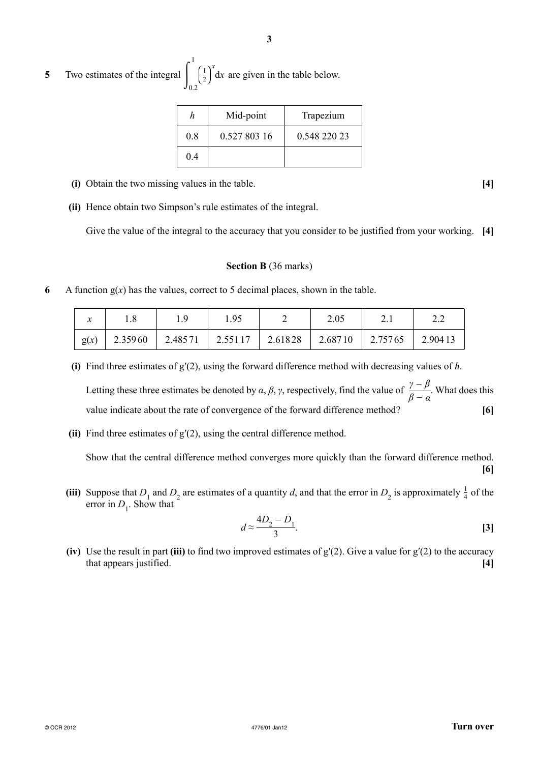**5** Two estimates of the integral $\int_{0.2}^{1} \left(\frac{1}{2}\right)^x \mathrm{d}x$ are given in the table below.

| $h$ | Mid-point | Trapezium |
|---|---|---|
| 0.8 | 0.527 803 16 | 0.548 220 23 |
| 0.4 | | |

**(i)** Obtain the two missing values in the table. **[4]**

**(ii)** Hence obtain two Simpson's rule estimates of the integral.

Give the value of the integral to the accuracy that you consider to be justified from your working. **[4]**

## Section B (36 marks)

**6** A function $g(x)$ has the values, correct to 5 decimal places, shown in the table.

| $x$ | 1.8 | 1.9 | 1.95 | 2 | 2.05 | 2.1 | 2.2 |
|---|---|---|---|---|---|---|---|
| $g(x)$ | 2.35960 | 2.48571 | 2.55117 | 2.61828 | 2.68710 | 2.75765 | 2.90413 |

**(i)** Find three estimates of $g'(2)$, using the forward difference method with decreasing values of $h$.

Letting these three estimates be denoted by $\alpha$, $\beta$, $\gamma$, respectively, find the value of $\frac{\gamma - \beta}{\beta - \alpha}$. What does this value indicate about the rate of convergence of the forward difference method? **[6]**

**(ii)** Find three estimates of $g'(2)$, using the central difference method.

Show that the central difference method converges more quickly than the forward difference method. **[6]**

**(iii)** Suppose that $D_1$ and $D_2$ are estimates of a quantity $d$, and that the error in $D_2$ is approximately $\frac{1}{4}$ of the error in $D_1$. Show that

$$d \approx \frac{4D_2 - D_1}{3}.$$ **[3]**

**(iv)** Use the result in part **(iii)** to find two improved estimates of $g'(2)$. Give a value for $g'(2)$ to the accuracy that appears justified. **[4]**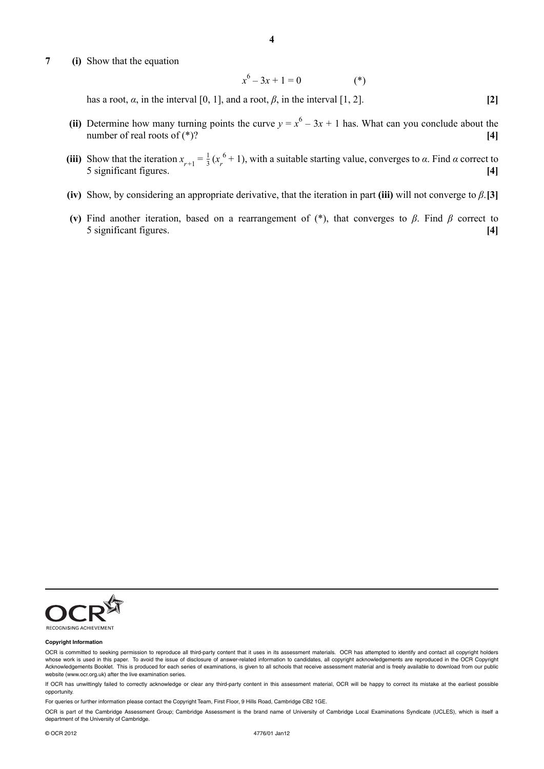**7** **(i)** Show that the equation

$$x^6 - 3x + 1 = 0 \qquad (*)$$

has a root, $\alpha$, in the interval [0, 1], and a root, $\beta$, in the interval [1, 2]. **[2]**

**(ii)** Determine how many turning points the curve $y = x^6 - 3x + 1$ has. What can you conclude about the number of real roots of (*)? **[4]**

**(iii)** Show that the iteration $x_{r+1} = \frac{1}{3}(x_r^{\,6} + 1)$, with a suitable starting value, converges to $\alpha$. Find $\alpha$ correct to 5 significant figures. **[4]**

**(iv)** Show, by considering an appropriate derivative, that the iteration in part **(iii)** will not converge to $\beta$. **[3]**

**(v)** Find another iteration, based on a rearrangement of (*), that converges to $\beta$. Find $\beta$ correct to 5 significant figures. **[4]**

**Copyright Information**

OCR is committed to seeking permission to reproduce all third-party content that it uses in its assessment materials. OCR has attempted to identify and contact all copyright holders whose work is used in this paper. To avoid the issue of disclosure of answer-related information to candidates, all copyright acknowledgements are reproduced in the OCR Copyright Acknowledgements Booklet. This is produced for each series of examinations, is given to all schools that receive assessment material and is freely available to download from our public website (www.ocr.org.uk) after the live examination series.

If OCR has unwittingly failed to correctly acknowledge or clear any third-party content in this assessment material, OCR will be happy to correct its mistake at the earliest possible opportunity.

For queries or further information please contact the Copyright Team, First Floor, 9 Hills Road, Cambridge CB2 1GE.

OCR is part of the Cambridge Assessment Group; Cambridge Assessment is the brand name of University of Cambridge Local Examinations Syndicate (UCLES), which is itself a department of the University of Cambridge.